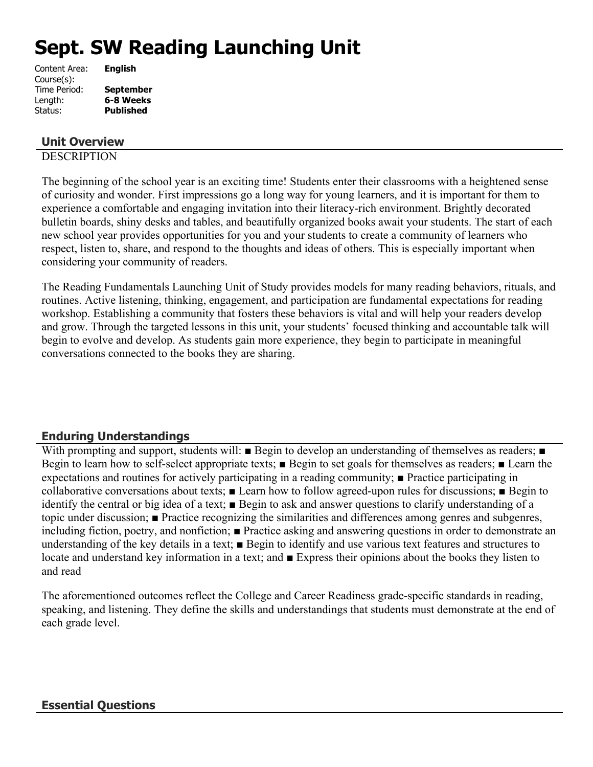# Sept. SW Reading Launching Unit

Content Area: **English**
Course(s):
Time Period: **September**
Length: **6-8 Weeks**
Status: **Published**

## Unit Overview

DESCRIPTION

The beginning of the school year is an exciting time! Students enter their classrooms with a heightened sense of curiosity and wonder. First impressions go a long way for young learners, and it is important for them to experience a comfortable and engaging invitation into their literacy-rich environment. Brightly decorated bulletin boards, shiny desks and tables, and beautifully organized books await your students. The start of each new school year provides opportunities for you and your students to create a community of learners who respect, listen to, share, and respond to the thoughts and ideas of others. This is especially important when considering your community of readers.

The Reading Fundamentals Launching Unit of Study provides models for many reading behaviors, rituals, and routines. Active listening, thinking, engagement, and participation are fundamental expectations for reading workshop. Establishing a community that fosters these behaviors is vital and will help your readers develop and grow. Through the targeted lessons in this unit, your students' focused thinking and accountable talk will begin to evolve and develop. As students gain more experience, they begin to participate in meaningful conversations connected to the books they are sharing.

## Enduring Understandings

With prompting and support, students will: ■ Begin to develop an understanding of themselves as readers; ■ Begin to learn how to self-select appropriate texts; ■ Begin to set goals for themselves as readers; ■ Learn the expectations and routines for actively participating in a reading community; ■ Practice participating in collaborative conversations about texts; ■ Learn how to follow agreed-upon rules for discussions; ■ Begin to identify the central or big idea of a text; ■ Begin to ask and answer questions to clarify understanding of a topic under discussion; ■ Practice recognizing the similarities and differences among genres and subgenres, including fiction, poetry, and nonfiction; ■ Practice asking and answering questions in order to demonstrate an understanding of the key details in a text; ■ Begin to identify and use various text features and structures to locate and understand key information in a text; and ■ Express their opinions about the books they listen to and read

The aforementioned outcomes reflect the College and Career Readiness grade-specific standards in reading, speaking, and listening. They define the skills and understandings that students must demonstrate at the end of each grade level.

## Essential Questions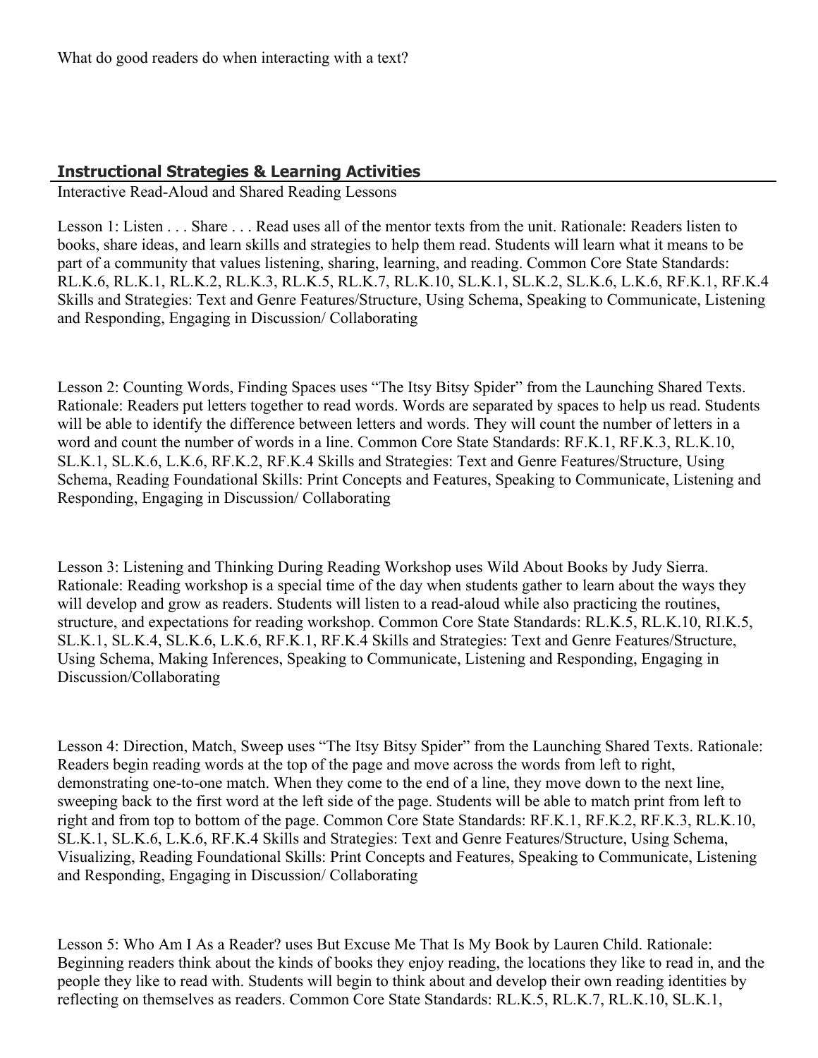What do good readers do when interacting with a text?

## Instructional Strategies & Learning Activities

Interactive Read-Aloud and Shared Reading Lessons

Lesson 1: Listen . . . Share . . . Read uses all of the mentor texts from the unit. Rationale: Readers listen to books, share ideas, and learn skills and strategies to help them read. Students will learn what it means to be part of a community that values listening, sharing, learning, and reading. Common Core State Standards: RL.K.6, RL.K.1, RL.K.2, RL.K.3, RL.K.5, RL.K.7, RL.K.10, SL.K.1, SL.K.2, SL.K.6, L.K.6, RF.K.1, RF.K.4 Skills and Strategies: Text and Genre Features/Structure, Using Schema, Speaking to Communicate, Listening and Responding, Engaging in Discussion/ Collaborating

Lesson 2: Counting Words, Finding Spaces uses "The Itsy Bitsy Spider" from the Launching Shared Texts. Rationale: Readers put letters together to read words. Words are separated by spaces to help us read. Students will be able to identify the difference between letters and words. They will count the number of letters in a word and count the number of words in a line. Common Core State Standards: RF.K.1, RF.K.3, RL.K.10, SL.K.1, SL.K.6, L.K.6, RF.K.2, RF.K.4 Skills and Strategies: Text and Genre Features/Structure, Using Schema, Reading Foundational Skills: Print Concepts and Features, Speaking to Communicate, Listening and Responding, Engaging in Discussion/ Collaborating

Lesson 3: Listening and Thinking During Reading Workshop uses Wild About Books by Judy Sierra. Rationale: Reading workshop is a special time of the day when students gather to learn about the ways they will develop and grow as readers. Students will listen to a read-aloud while also practicing the routines, structure, and expectations for reading workshop. Common Core State Standards: RL.K.5, RL.K.10, RI.K.5, SL.K.1, SL.K.4, SL.K.6, L.K.6, RF.K.1, RF.K.4 Skills and Strategies: Text and Genre Features/Structure, Using Schema, Making Inferences, Speaking to Communicate, Listening and Responding, Engaging in Discussion/Collaborating

Lesson 4: Direction, Match, Sweep uses "The Itsy Bitsy Spider" from the Launching Shared Texts. Rationale: Readers begin reading words at the top of the page and move across the words from left to right, demonstrating one-to-one match. When they come to the end of a line, they move down to the next line, sweeping back to the first word at the left side of the page. Students will be able to match print from left to right and from top to bottom of the page. Common Core State Standards: RF.K.1, RF.K.2, RF.K.3, RL.K.10, SL.K.1, SL.K.6, L.K.6, RF.K.4 Skills and Strategies: Text and Genre Features/Structure, Using Schema, Visualizing, Reading Foundational Skills: Print Concepts and Features, Speaking to Communicate, Listening and Responding, Engaging in Discussion/ Collaborating

Lesson 5: Who Am I As a Reader? uses But Excuse Me That Is My Book by Lauren Child. Rationale: Beginning readers think about the kinds of books they enjoy reading, the locations they like to read in, and the people they like to read with. Students will begin to think about and develop their own reading identities by reflecting on themselves as readers. Common Core State Standards: RL.K.5, RL.K.7, RL.K.10, SL.K.1,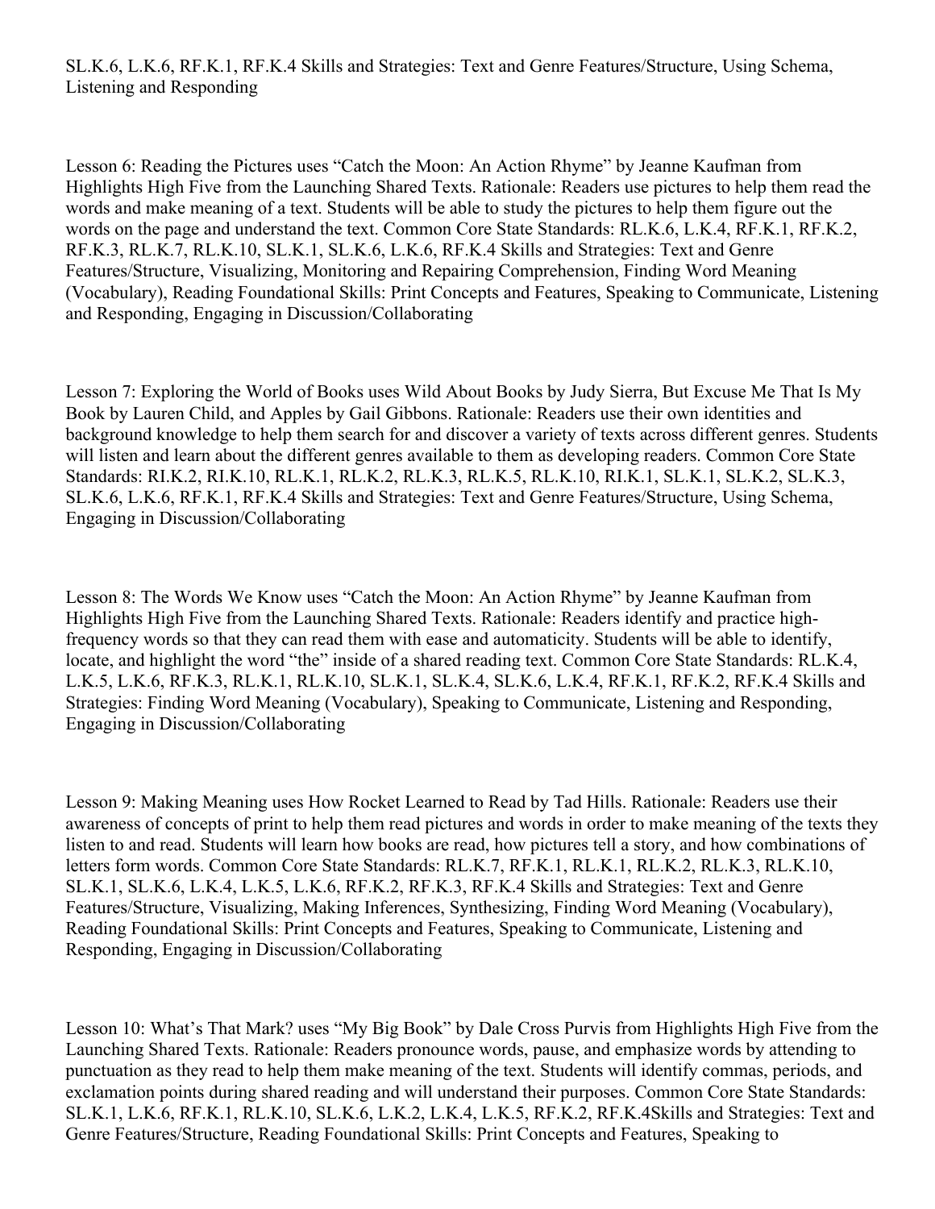SL.K.6, L.K.6, RF.K.1, RF.K.4 Skills and Strategies: Text and Genre Features/Structure, Using Schema, Listening and Responding

Lesson 6: Reading the Pictures uses "Catch the Moon: An Action Rhyme" by Jeanne Kaufman from Highlights High Five from the Launching Shared Texts. Rationale: Readers use pictures to help them read the words and make meaning of a text. Students will be able to study the pictures to help them figure out the words on the page and understand the text. Common Core State Standards: RL.K.6, L.K.4, RF.K.1, RF.K.2, RF.K.3, RL.K.7, RL.K.10, SL.K.1, SL.K.6, L.K.6, RF.K.4 Skills and Strategies: Text and Genre Features/Structure, Visualizing, Monitoring and Repairing Comprehension, Finding Word Meaning (Vocabulary), Reading Foundational Skills: Print Concepts and Features, Speaking to Communicate, Listening and Responding, Engaging in Discussion/Collaborating

Lesson 7: Exploring the World of Books uses Wild About Books by Judy Sierra, But Excuse Me That Is My Book by Lauren Child, and Apples by Gail Gibbons. Rationale: Readers use their own identities and background knowledge to help them search for and discover a variety of texts across different genres. Students will listen and learn about the different genres available to them as developing readers. Common Core State Standards: RI.K.2, RI.K.10, RL.K.1, RL.K.2, RL.K.3, RL.K.5, RL.K.10, RI.K.1, SL.K.1, SL.K.2, SL.K.3, SL.K.6, L.K.6, RF.K.1, RF.K.4 Skills and Strategies: Text and Genre Features/Structure, Using Schema, Engaging in Discussion/Collaborating

Lesson 8: The Words We Know uses "Catch the Moon: An Action Rhyme" by Jeanne Kaufman from Highlights High Five from the Launching Shared Texts. Rationale: Readers identify and practice high-frequency words so that they can read them with ease and automaticity. Students will be able to identify, locate, and highlight the word "the" inside of a shared reading text. Common Core State Standards: RL.K.4, L.K.5, L.K.6, RF.K.3, RL.K.1, RL.K.10, SL.K.1, SL.K.4, SL.K.6, L.K.4, RF.K.1, RF.K.2, RF.K.4 Skills and Strategies: Finding Word Meaning (Vocabulary), Speaking to Communicate, Listening and Responding, Engaging in Discussion/Collaborating

Lesson 9: Making Meaning uses How Rocket Learned to Read by Tad Hills. Rationale: Readers use their awareness of concepts of print to help them read pictures and words in order to make meaning of the texts they listen to and read. Students will learn how books are read, how pictures tell a story, and how combinations of letters form words. Common Core State Standards: RL.K.7, RF.K.1, RL.K.1, RL.K.2, RL.K.3, RL.K.10, SL.K.1, SL.K.6, L.K.4, L.K.5, L.K.6, RF.K.2, RF.K.3, RF.K.4 Skills and Strategies: Text and Genre Features/Structure, Visualizing, Making Inferences, Synthesizing, Finding Word Meaning (Vocabulary), Reading Foundational Skills: Print Concepts and Features, Speaking to Communicate, Listening and Responding, Engaging in Discussion/Collaborating

Lesson 10: What's That Mark? uses "My Big Book" by Dale Cross Purvis from Highlights High Five from the Launching Shared Texts. Rationale: Readers pronounce words, pause, and emphasize words by attending to punctuation as they read to help them make meaning of the text. Students will identify commas, periods, and exclamation points during shared reading and will understand their purposes. Common Core State Standards: SL.K.1, L.K.6, RF.K.1, RL.K.10, SL.K.6, L.K.2, L.K.4, L.K.5, RF.K.2, RF.K.4Skills and Strategies: Text and Genre Features/Structure, Reading Foundational Skills: Print Concepts and Features, Speaking to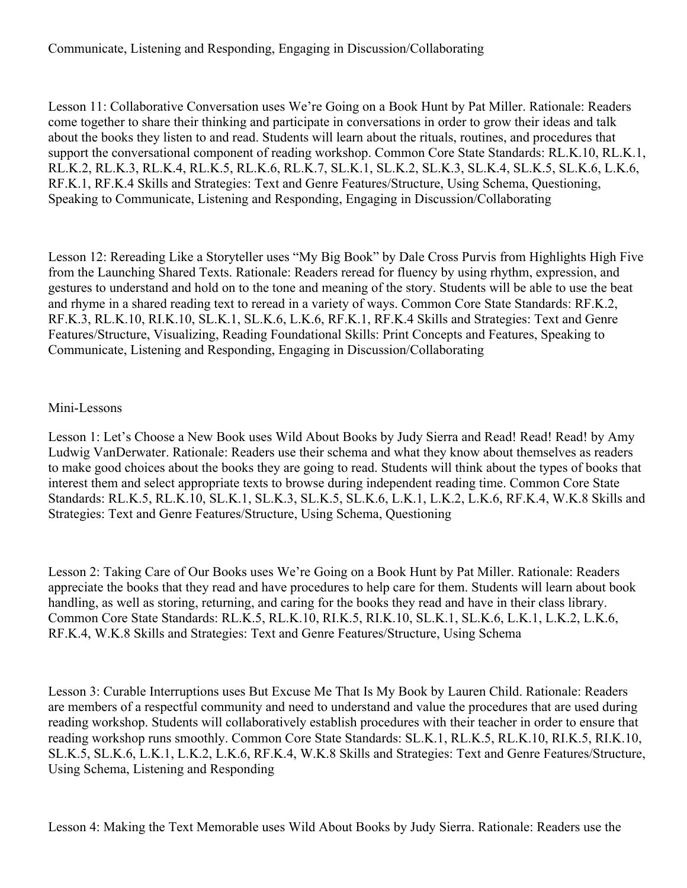Communicate, Listening and Responding, Engaging in Discussion/Collaborating

Lesson 11: Collaborative Conversation uses We're Going on a Book Hunt by Pat Miller. Rationale: Readers come together to share their thinking and participate in conversations in order to grow their ideas and talk about the books they listen to and read. Students will learn about the rituals, routines, and procedures that support the conversational component of reading workshop. Common Core State Standards: RL.K.10, RL.K.1, RL.K.2, RL.K.3, RL.K.4, RL.K.5, RL.K.6, RL.K.7, SL.K.1, SL.K.2, SL.K.3, SL.K.4, SL.K.5, SL.K.6, L.K.6, RF.K.1, RF.K.4 Skills and Strategies: Text and Genre Features/Structure, Using Schema, Questioning, Speaking to Communicate, Listening and Responding, Engaging in Discussion/Collaborating

Lesson 12: Rereading Like a Storyteller uses "My Big Book" by Dale Cross Purvis from Highlights High Five from the Launching Shared Texts. Rationale: Readers reread for fluency by using rhythm, expression, and gestures to understand and hold on to the tone and meaning of the story. Students will be able to use the beat and rhyme in a shared reading text to reread in a variety of ways. Common Core State Standards: RF.K.2, RF.K.3, RL.K.10, RI.K.10, SL.K.1, SL.K.6, L.K.6, RF.K.1, RF.K.4 Skills and Strategies: Text and Genre Features/Structure, Visualizing, Reading Foundational Skills: Print Concepts and Features, Speaking to Communicate, Listening and Responding, Engaging in Discussion/Collaborating

Mini-Lessons

Lesson 1: Let's Choose a New Book uses Wild About Books by Judy Sierra and Read! Read! Read! by Amy Ludwig VanDerwater. Rationale: Readers use their schema and what they know about themselves as readers to make good choices about the books they are going to read. Students will think about the types of books that interest them and select appropriate texts to browse during independent reading time. Common Core State Standards: RL.K.5, RL.K.10, SL.K.1, SL.K.3, SL.K.5, SL.K.6, L.K.1, L.K.2, L.K.6, RF.K.4, W.K.8 Skills and Strategies: Text and Genre Features/Structure, Using Schema, Questioning

Lesson 2: Taking Care of Our Books uses We're Going on a Book Hunt by Pat Miller. Rationale: Readers appreciate the books that they read and have procedures to help care for them. Students will learn about book handling, as well as storing, returning, and caring for the books they read and have in their class library. Common Core State Standards: RL.K.5, RL.K.10, RI.K.5, RI.K.10, SL.K.1, SL.K.6, L.K.1, L.K.2, L.K.6, RF.K.4, W.K.8 Skills and Strategies: Text and Genre Features/Structure, Using Schema

Lesson 3: Curable Interruptions uses But Excuse Me That Is My Book by Lauren Child. Rationale: Readers are members of a respectful community and need to understand and value the procedures that are used during reading workshop. Students will collaboratively establish procedures with their teacher in order to ensure that reading workshop runs smoothly. Common Core State Standards: SL.K.1, RL.K.5, RL.K.10, RI.K.5, RI.K.10, SL.K.5, SL.K.6, L.K.1, L.K.2, L.K.6, RF.K.4, W.K.8 Skills and Strategies: Text and Genre Features/Structure, Using Schema, Listening and Responding

Lesson 4: Making the Text Memorable uses Wild About Books by Judy Sierra. Rationale: Readers use the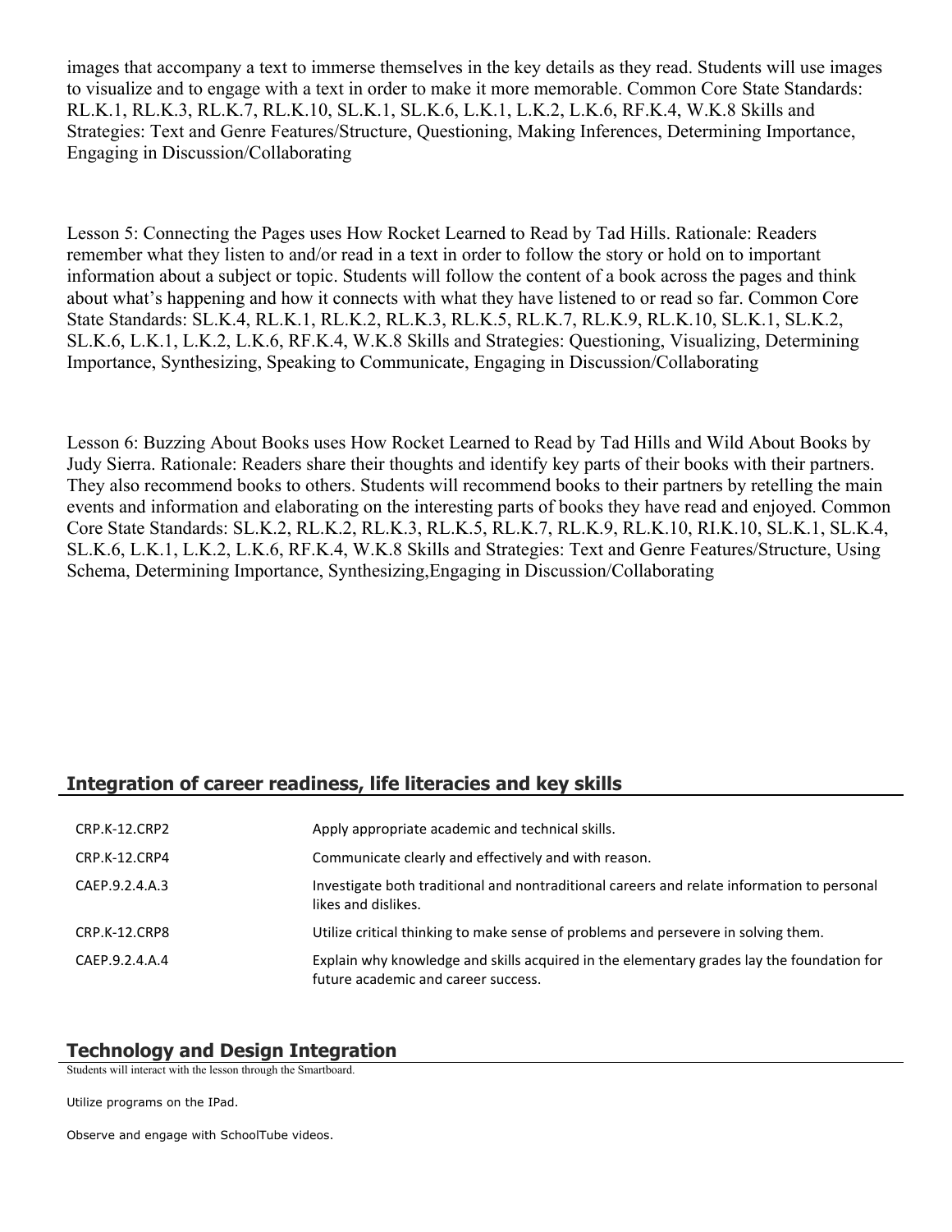images that accompany a text to immerse themselves in the key details as they read. Students will use images to visualize and to engage with a text in order to make it more memorable. Common Core State Standards: RL.K.1, RL.K.3, RL.K.7, RL.K.10, SL.K.1, SL.K.6, L.K.1, L.K.2, L.K.6, RF.K.4, W.K.8 Skills and Strategies: Text and Genre Features/Structure, Questioning, Making Inferences, Determining Importance, Engaging in Discussion/Collaborating

Lesson 5: Connecting the Pages uses How Rocket Learned to Read by Tad Hills. Rationale: Readers remember what they listen to and/or read in a text in order to follow the story or hold on to important information about a subject or topic. Students will follow the content of a book across the pages and think about what's happening and how it connects with what they have listened to or read so far. Common Core State Standards: SL.K.4, RL.K.1, RL.K.2, RL.K.3, RL.K.5, RL.K.7, RL.K.9, RL.K.10, SL.K.1, SL.K.2, SL.K.6, L.K.1, L.K.2, L.K.6, RF.K.4, W.K.8 Skills and Strategies: Questioning, Visualizing, Determining Importance, Synthesizing, Speaking to Communicate, Engaging in Discussion/Collaborating

Lesson 6: Buzzing About Books uses How Rocket Learned to Read by Tad Hills and Wild About Books by Judy Sierra. Rationale: Readers share their thoughts and identify key parts of their books with their partners. They also recommend books to others. Students will recommend books to their partners by retelling the main events and information and elaborating on the interesting parts of books they have read and enjoyed. Common Core State Standards: SL.K.2, RL.K.2, RL.K.3, RL.K.5, RL.K.7, RL.K.9, RL.K.10, RI.K.10, SL.K.1, SL.K.4, SL.K.6, L.K.1, L.K.2, L.K.6, RF.K.4, W.K.8 Skills and Strategies: Text and Genre Features/Structure, Using Schema, Determining Importance, Synthesizing,Engaging in Discussion/Collaborating

## Integration of career readiness, life literacies and key skills

| | |
|---|---|
| CRP.K-12.CRP2 | Apply appropriate academic and technical skills. |
| CRP.K-12.CRP4 | Communicate clearly and effectively and with reason. |
| CAEP.9.2.4.A.3 | Investigate both traditional and nontraditional careers and relate information to personal likes and dislikes. |
| CRP.K-12.CRP8 | Utilize critical thinking to make sense of problems and persevere in solving them. |
| CAEP.9.2.4.A.4 | Explain why knowledge and skills acquired in the elementary grades lay the foundation for future academic and career success. |

## Technology and Design Integration

Students will interact with the lesson through the Smartboard.

Utilize programs on the IPad.

Observe and engage with SchoolTube videos.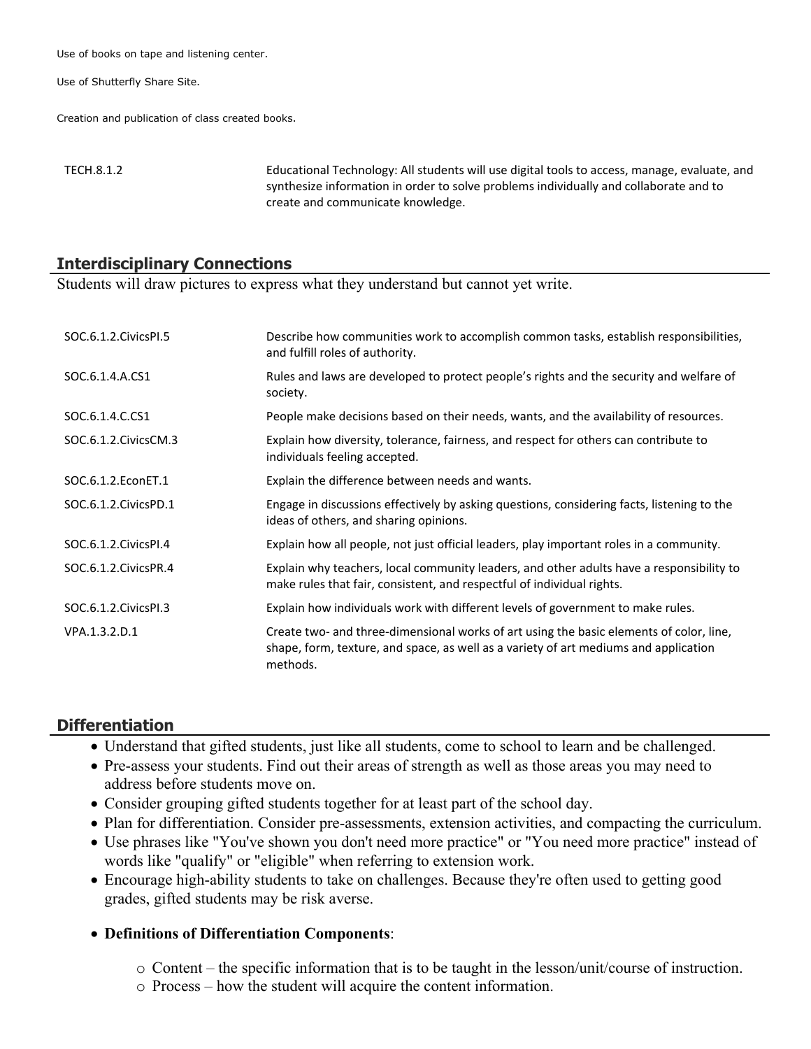Use of books on tape and listening center.

Use of Shutterfly Share Site.

Creation and publication of class created books.

| | |
|---|---|
| TECH.8.1.2 | Educational Technology: All students will use digital tools to access, manage, evaluate, and synthesize information in order to solve problems individually and collaborate and to create and communicate knowledge. |

## Interdisciplinary Connections

Students will draw pictures to express what they understand but cannot yet write.

| | |
|---|---|
| SOC.6.1.2.CivicsPI.5 | Describe how communities work to accomplish common tasks, establish responsibilities, and fulfill roles of authority. |
| SOC.6.1.4.A.CS1 | Rules and laws are developed to protect people's rights and the security and welfare of society. |
| SOC.6.1.4.C.CS1 | People make decisions based on their needs, wants, and the availability of resources. |
| SOC.6.1.2.CivicsCM.3 | Explain how diversity, tolerance, fairness, and respect for others can contribute to individuals feeling accepted. |
| SOC.6.1.2.EconET.1 | Explain the difference between needs and wants. |
| SOC.6.1.2.CivicsPD.1 | Engage in discussions effectively by asking questions, considering facts, listening to the ideas of others, and sharing opinions. |
| SOC.6.1.2.CivicsPI.4 | Explain how all people, not just official leaders, play important roles in a community. |
| SOC.6.1.2.CivicsPR.4 | Explain why teachers, local community leaders, and other adults have a responsibility to make rules that fair, consistent, and respectful of individual rights. |
| SOC.6.1.2.CivicsPI.3 | Explain how individuals work with different levels of government to make rules. |
| VPA.1.3.2.D.1 | Create two- and three-dimensional works of art using the basic elements of color, line, shape, form, texture, and space, as well as a variety of art mediums and application methods. |

## Differentiation

- Understand that gifted students, just like all students, come to school to learn and be challenged.
- Pre-assess your students. Find out their areas of strength as well as those areas you may need to address before students move on.
- Consider grouping gifted students together for at least part of the school day.
- Plan for differentiation. Consider pre-assessments, extension activities, and compacting the curriculum.
- Use phrases like "You've shown you don't need more practice" or "You need more practice" instead of words like "qualify" or "eligible" when referring to extension work.
- Encourage high-ability students to take on challenges. Because they're often used to getting good grades, gifted students may be risk averse.
- **Definitions of Differentiation Components**:
  - Content – the specific information that is to be taught in the lesson/unit/course of instruction.
  - Process – how the student will acquire the content information.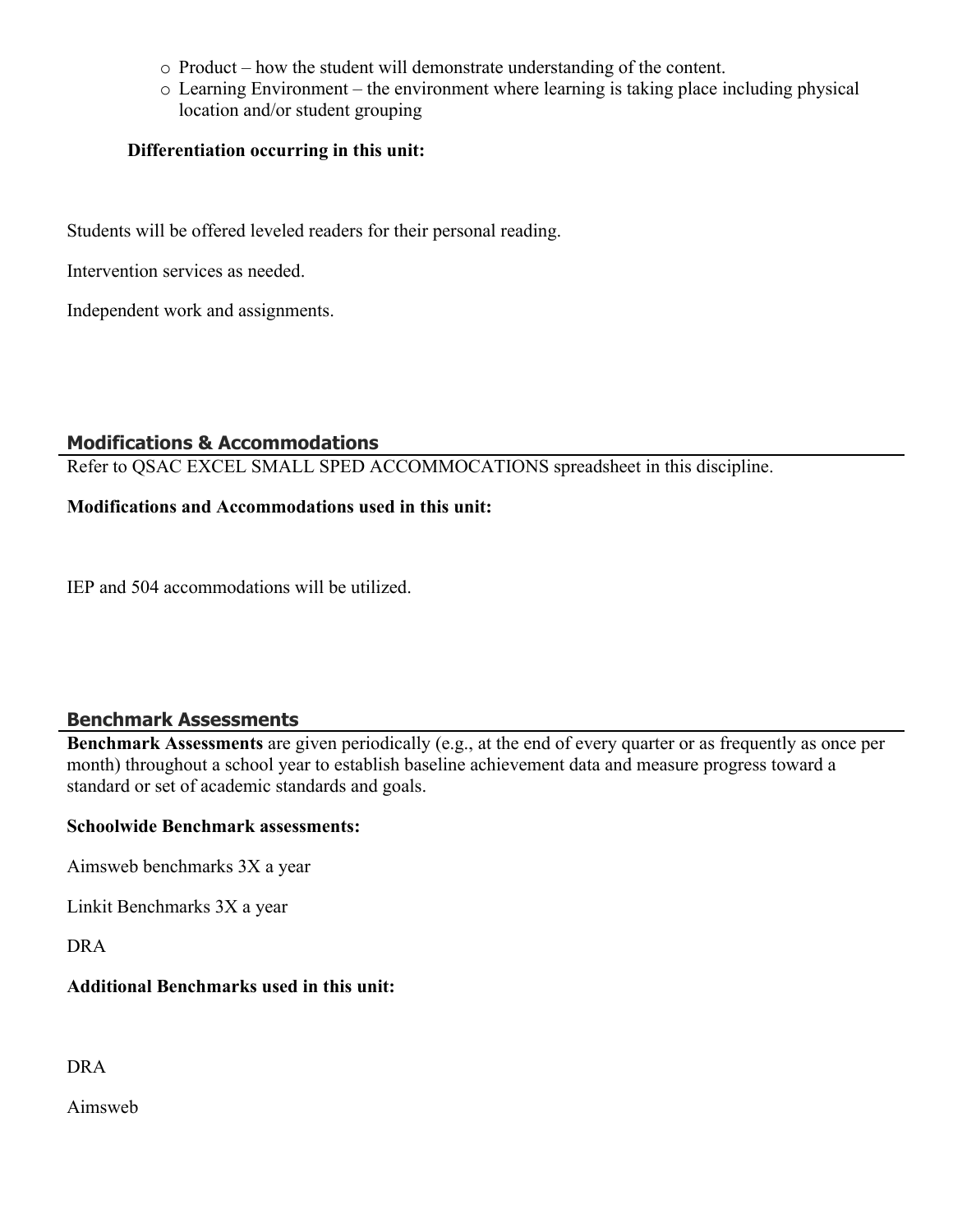- Product – how the student will demonstrate understanding of the content.
- Learning Environment – the environment where learning is taking place including physical location and/or student grouping

**Differentiation occurring in this unit:**

Students will be offered leveled readers for their personal reading.

Intervention services as needed.

Independent work and assignments.

## Modifications & Accommodations

Refer to QSAC EXCEL SMALL SPED ACCOMMOCATIONS spreadsheet in this discipline.

**Modifications and Accommodations used in this unit:**

IEP and 504 accommodations will be utilized.

## Benchmark Assessments

**Benchmark Assessments** are given periodically (e.g., at the end of every quarter or as frequently as once per month) throughout a school year to establish baseline achievement data and measure progress toward a standard or set of academic standards and goals.

**Schoolwide Benchmark assessments:**

Aimsweb benchmarks 3X a year

Linkit Benchmarks 3X a year

DRA

**Additional Benchmarks used in this unit:**

DRA

Aimsweb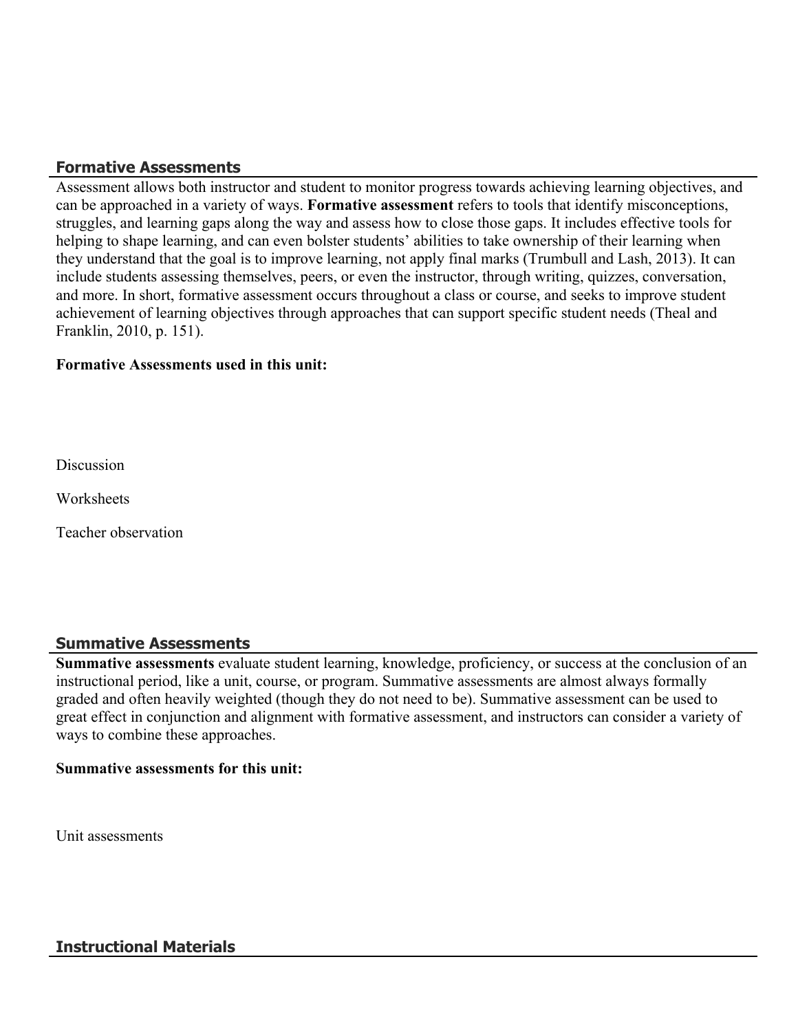## Formative Assessments

Assessment allows both instructor and student to monitor progress towards achieving learning objectives, and can be approached in a variety of ways. **Formative assessment** refers to tools that identify misconceptions, struggles, and learning gaps along the way and assess how to close those gaps. It includes effective tools for helping to shape learning, and can even bolster students' abilities to take ownership of their learning when they understand that the goal is to improve learning, not apply final marks (Trumbull and Lash, 2013). It can include students assessing themselves, peers, or even the instructor, through writing, quizzes, conversation, and more. In short, formative assessment occurs throughout a class or course, and seeks to improve student achievement of learning objectives through approaches that can support specific student needs (Theal and Franklin, 2010, p. 151).

**Formative Assessments used in this unit:**

Discussion

Worksheets

Teacher observation

## Summative Assessments

**Summative assessments** evaluate student learning, knowledge, proficiency, or success at the conclusion of an instructional period, like a unit, course, or program. Summative assessments are almost always formally graded and often heavily weighted (though they do not need to be). Summative assessment can be used to great effect in conjunction and alignment with formative assessment, and instructors can consider a variety of ways to combine these approaches.

**Summative assessments for this unit:**

Unit assessments

## Instructional Materials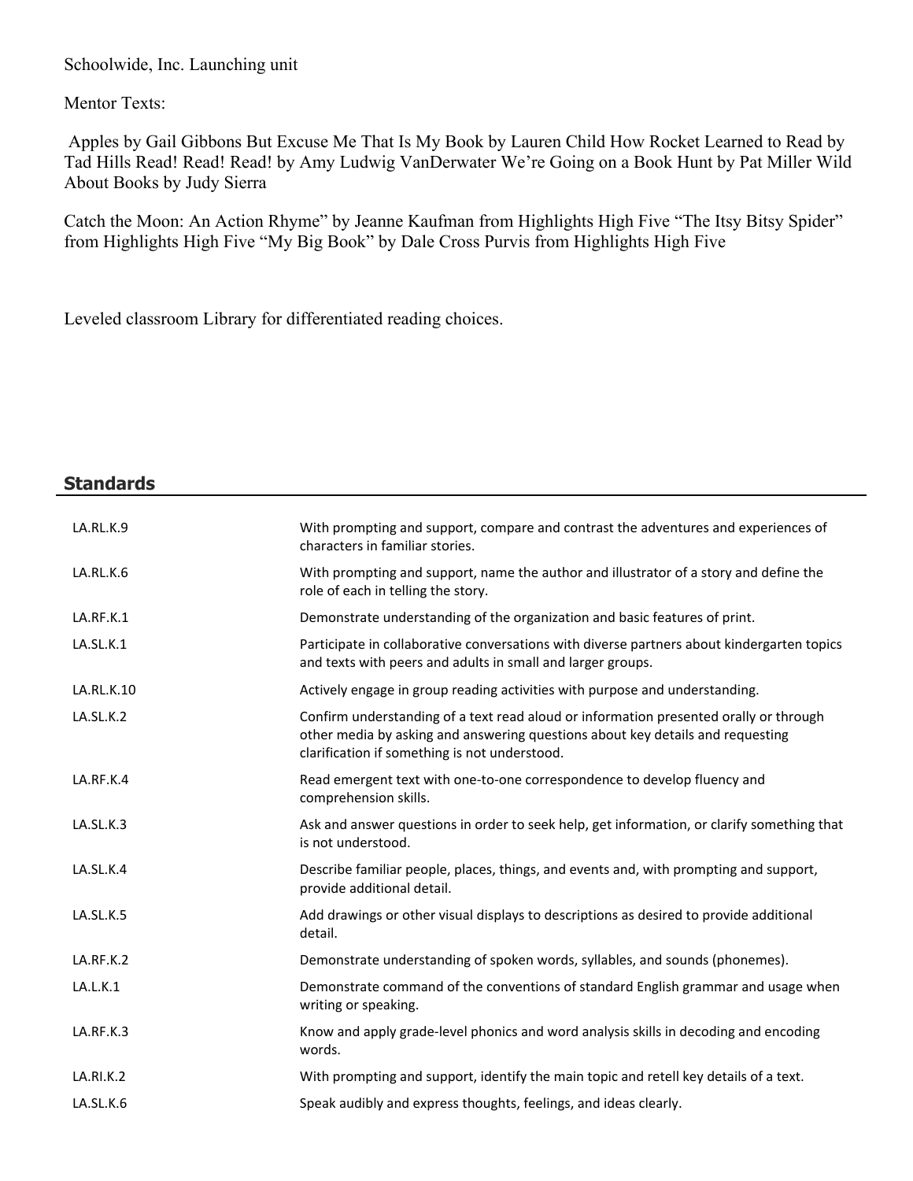Schoolwide, Inc. Launching unit

Mentor Texts:

Apples by Gail Gibbons But Excuse Me That Is My Book by Lauren Child How Rocket Learned to Read by Tad Hills Read! Read! Read! by Amy Ludwig VanDerwater We're Going on a Book Hunt by Pat Miller Wild About Books by Judy Sierra

Catch the Moon: An Action Rhyme" by Jeanne Kaufman from Highlights High Five "The Itsy Bitsy Spider" from Highlights High Five "My Big Book" by Dale Cross Purvis from Highlights High Five

Leveled classroom Library for differentiated reading choices.

## Standards

| | |
|---|---|
| LA.RL.K.9 | With prompting and support, compare and contrast the adventures and experiences of characters in familiar stories. |
| LA.RL.K.6 | With prompting and support, name the author and illustrator of a story and define the role of each in telling the story. |
| LA.RF.K.1 | Demonstrate understanding of the organization and basic features of print. |
| LA.SL.K.1 | Participate in collaborative conversations with diverse partners about kindergarten topics and texts with peers and adults in small and larger groups. |
| LA.RL.K.10 | Actively engage in group reading activities with purpose and understanding. |
| LA.SL.K.2 | Confirm understanding of a text read aloud or information presented orally or through other media by asking and answering questions about key details and requesting clarification if something is not understood. |
| LA.RF.K.4 | Read emergent text with one-to-one correspondence to develop fluency and comprehension skills. |
| LA.SL.K.3 | Ask and answer questions in order to seek help, get information, or clarify something that is not understood. |
| LA.SL.K.4 | Describe familiar people, places, things, and events and, with prompting and support, provide additional detail. |
| LA.SL.K.5 | Add drawings or other visual displays to descriptions as desired to provide additional detail. |
| LA.RF.K.2 | Demonstrate understanding of spoken words, syllables, and sounds (phonemes). |
| LA.L.K.1 | Demonstrate command of the conventions of standard English grammar and usage when writing or speaking. |
| LA.RF.K.3 | Know and apply grade-level phonics and word analysis skills in decoding and encoding words. |
| LA.RI.K.2 | With prompting and support, identify the main topic and retell key details of a text. |
| LA.SL.K.6 | Speak audibly and express thoughts, feelings, and ideas clearly. |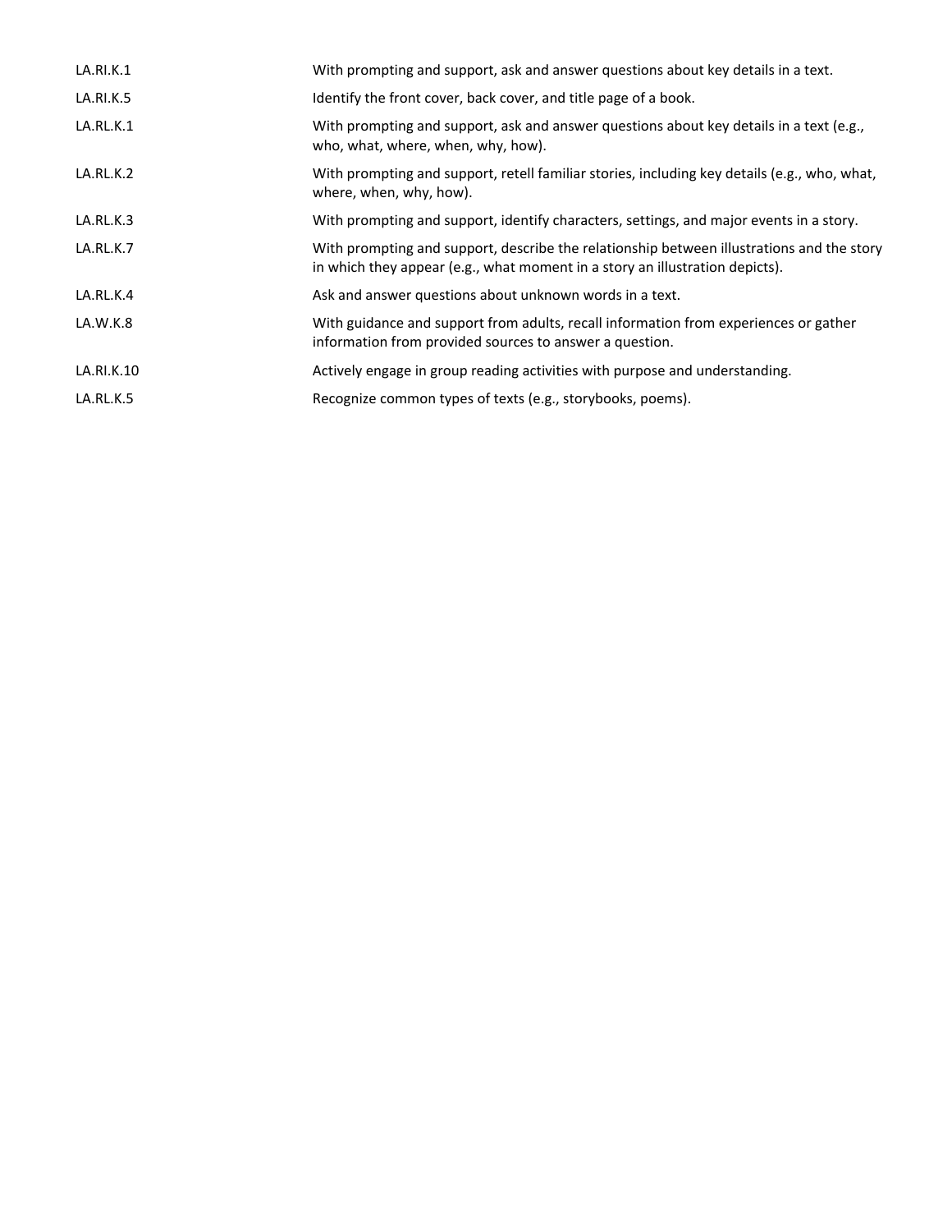| | |
|---|---|
| LA.RI.K.1 | With prompting and support, ask and answer questions about key details in a text. |
| LA.RI.K.5 | Identify the front cover, back cover, and title page of a book. |
| LA.RL.K.1 | With prompting and support, ask and answer questions about key details in a text (e.g., who, what, where, when, why, how). |
| LA.RL.K.2 | With prompting and support, retell familiar stories, including key details (e.g., who, what, where, when, why, how). |
| LA.RL.K.3 | With prompting and support, identify characters, settings, and major events in a story. |
| LA.RL.K.7 | With prompting and support, describe the relationship between illustrations and the story in which they appear (e.g., what moment in a story an illustration depicts). |
| LA.RL.K.4 | Ask and answer questions about unknown words in a text. |
| LA.W.K.8 | With guidance and support from adults, recall information from experiences or gather information from provided sources to answer a question. |
| LA.RI.K.10 | Actively engage in group reading activities with purpose and understanding. |
| LA.RL.K.5 | Recognize common types of texts (e.g., storybooks, poems). |